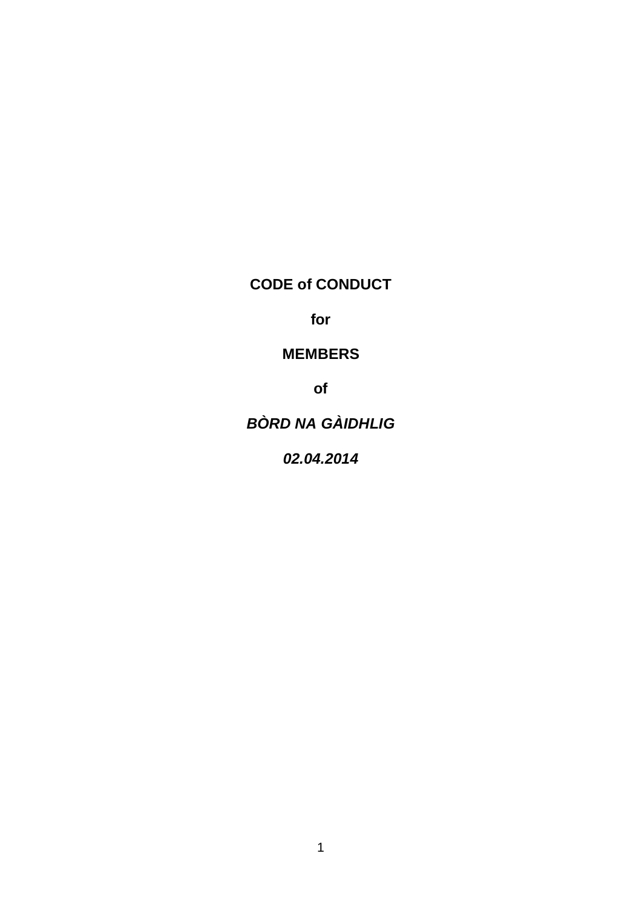**CODE of CONDUCT**

**for**

**MEMBERS**

**of**

***BÒRD NA GÀIDHLIG***

***02.04.2014***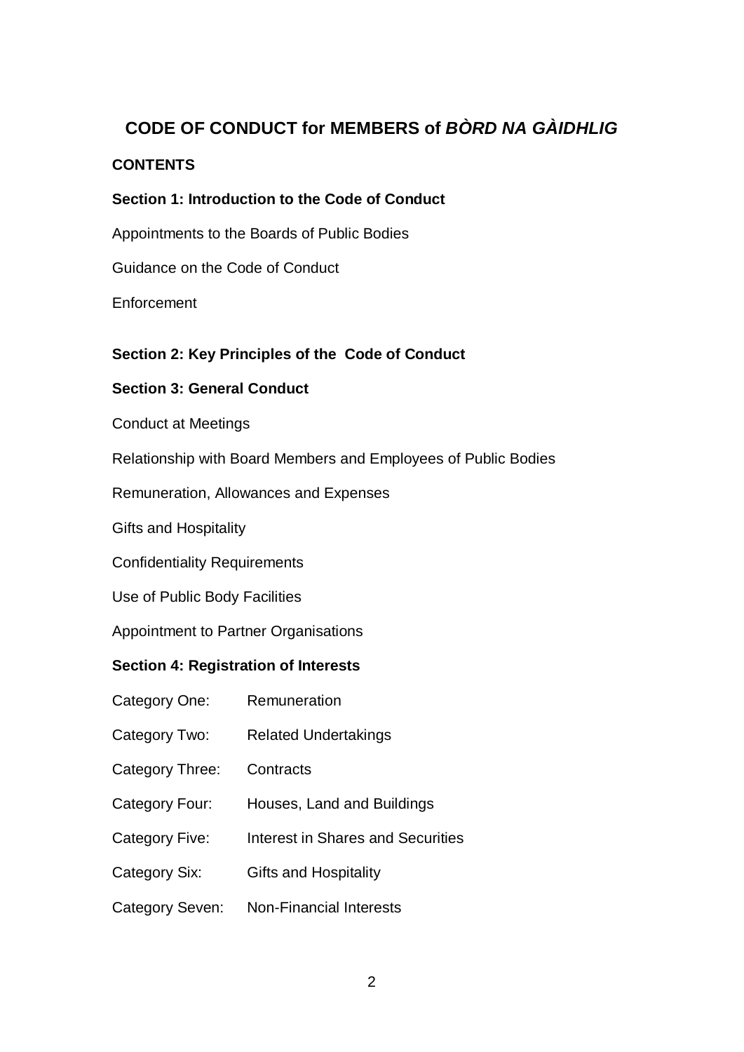# CODE OF CONDUCT for MEMBERS of *BÒRD NA GÀIDHLIG*

**CONTENTS**

**Section 1: Introduction to the Code of Conduct**

Appointments to the Boards of Public Bodies

Guidance on the Code of Conduct

Enforcement

**Section 2: Key Principles of the Code of Conduct**

**Section 3: General Conduct**

Conduct at Meetings

Relationship with Board Members and Employees of Public Bodies

Remuneration, Allowances and Expenses

Gifts and Hospitality

Confidentiality Requirements

Use of Public Body Facilities

Appointment to Partner Organisations

**Section 4: Registration of Interests**

Category One: Remuneration

Category Two: Related Undertakings

Category Three: Contracts

Category Four: Houses, Land and Buildings

Category Five: Interest in Shares and Securities

Category Six: Gifts and Hospitality

Category Seven: Non-Financial Interests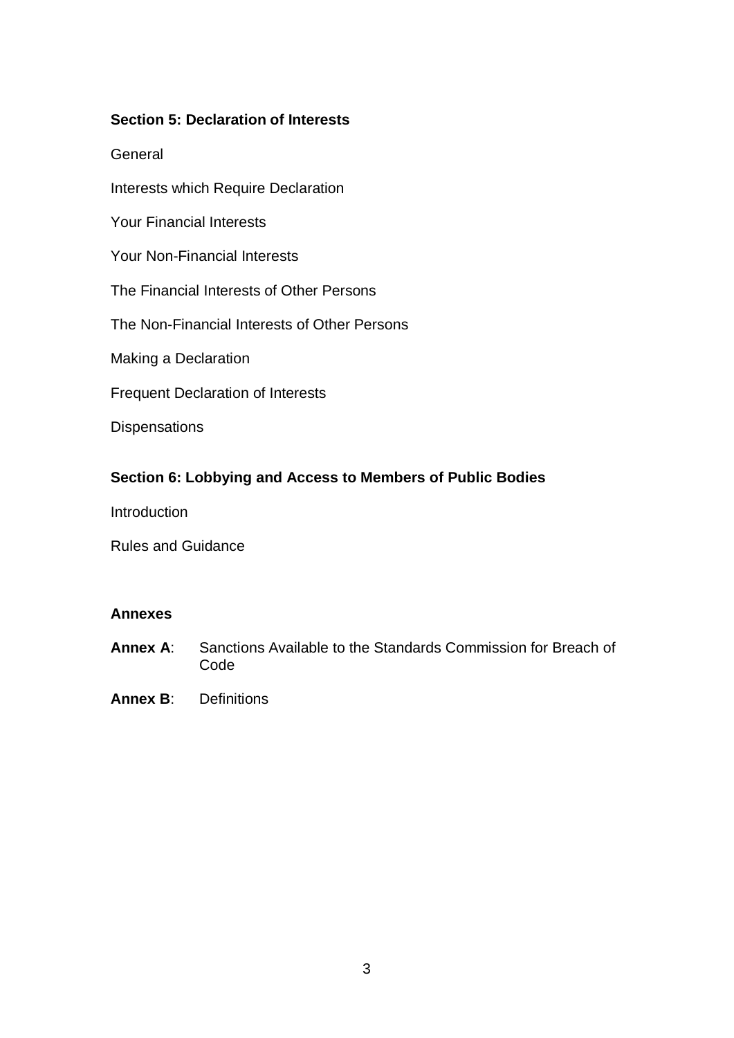**Section 5: Declaration of Interests**

General

Interests which Require Declaration

Your Financial Interests

Your Non-Financial Interests

The Financial Interests of Other Persons

The Non-Financial Interests of Other Persons

Making a Declaration

Frequent Declaration of Interests

Dispensations

**Section 6: Lobbying and Access to Members of Public Bodies**

Introduction

Rules and Guidance

**Annexes**

**Annex A**: Sanctions Available to the Standards Commission for Breach of Code

**Annex B**: Definitions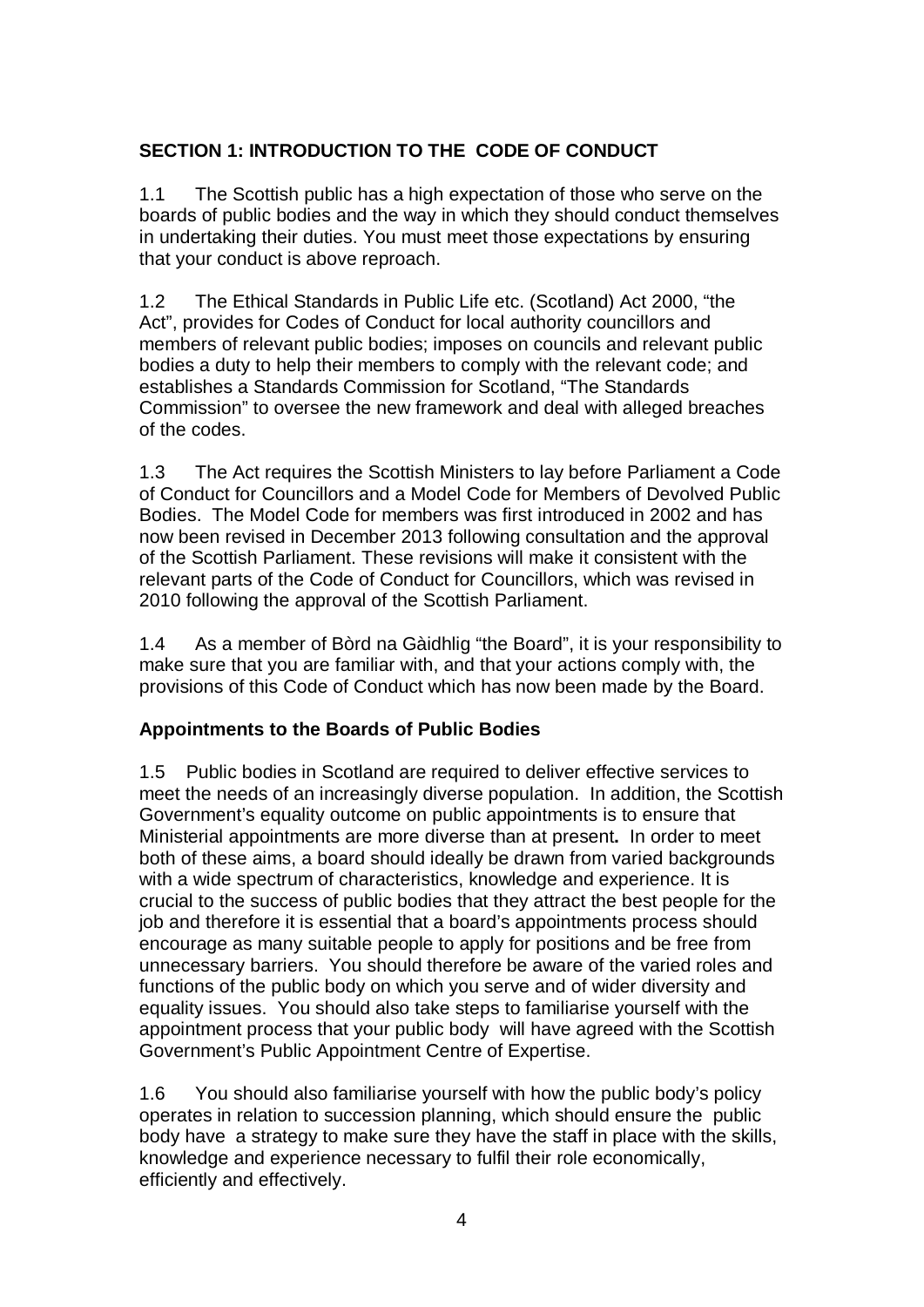## SECTION 1: INTRODUCTION TO THE CODE OF CONDUCT

1.1 The Scottish public has a high expectation of those who serve on the boards of public bodies and the way in which they should conduct themselves in undertaking their duties. You must meet those expectations by ensuring that your conduct is above reproach.

1.2 The Ethical Standards in Public Life etc. (Scotland) Act 2000, "the Act", provides for Codes of Conduct for local authority councillors and members of relevant public bodies; imposes on councils and relevant public bodies a duty to help their members to comply with the relevant code; and establishes a Standards Commission for Scotland, "The Standards Commission" to oversee the new framework and deal with alleged breaches of the codes.

1.3 The Act requires the Scottish Ministers to lay before Parliament a Code of Conduct for Councillors and a Model Code for Members of Devolved Public Bodies. The Model Code for members was first introduced in 2002 and has now been revised in December 2013 following consultation and the approval of the Scottish Parliament. These revisions will make it consistent with the relevant parts of the Code of Conduct for Councillors, which was revised in 2010 following the approval of the Scottish Parliament.

1.4 As a member of Bòrd na Gàidhlig "the Board", it is your responsibility to make sure that you are familiar with, and that your actions comply with, the provisions of this Code of Conduct which has now been made by the Board.

### Appointments to the Boards of Public Bodies

1.5 Public bodies in Scotland are required to deliver effective services to meet the needs of an increasingly diverse population. In addition, the Scottish Government's equality outcome on public appointments is to ensure that Ministerial appointments are more diverse than at present**.** In order to meet both of these aims, a board should ideally be drawn from varied backgrounds with a wide spectrum of characteristics, knowledge and experience. It is crucial to the success of public bodies that they attract the best people for the job and therefore it is essential that a board's appointments process should encourage as many suitable people to apply for positions and be free from unnecessary barriers. You should therefore be aware of the varied roles and functions of the public body on which you serve and of wider diversity and equality issues. You should also take steps to familiarise yourself with the appointment process that your public body will have agreed with the Scottish Government's Public Appointment Centre of Expertise.

1.6 You should also familiarise yourself with how the public body's policy operates in relation to succession planning, which should ensure the public body have a strategy to make sure they have the staff in place with the skills, knowledge and experience necessary to fulfil their role economically, efficiently and effectively.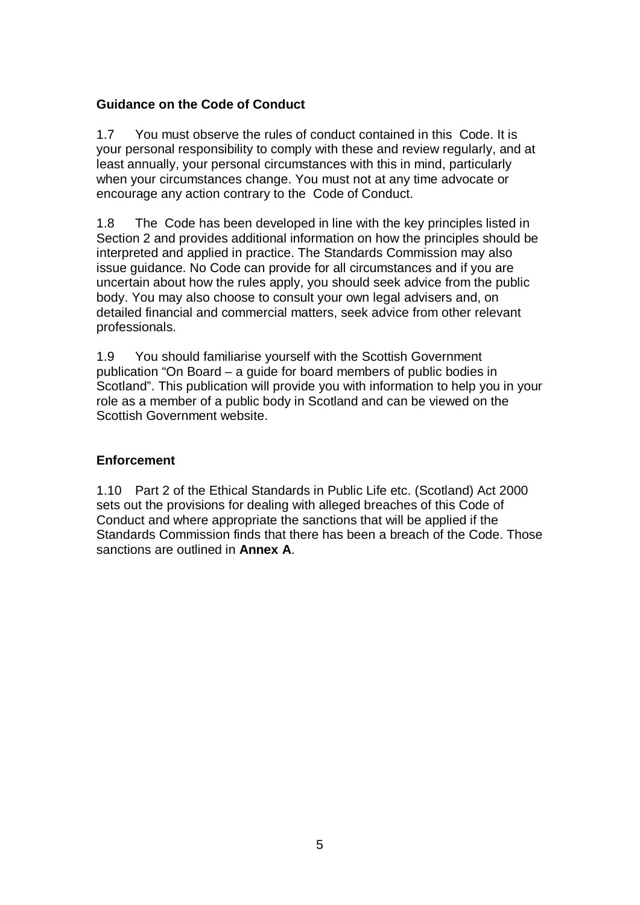## Guidance on the Code of Conduct

1.7 You must observe the rules of conduct contained in this Code. It is your personal responsibility to comply with these and review regularly, and at least annually, your personal circumstances with this in mind, particularly when your circumstances change. You must not at any time advocate or encourage any action contrary to the Code of Conduct.

1.8 The Code has been developed in line with the key principles listed in Section 2 and provides additional information on how the principles should be interpreted and applied in practice. The Standards Commission may also issue guidance. No Code can provide for all circumstances and if you are uncertain about how the rules apply, you should seek advice from the public body. You may also choose to consult your own legal advisers and, on detailed financial and commercial matters, seek advice from other relevant professionals.

1.9 You should familiarise yourself with the Scottish Government publication "On Board – a guide for board members of public bodies in Scotland". This publication will provide you with information to help you in your role as a member of a public body in Scotland and can be viewed on the Scottish Government website.

## Enforcement

1.10 Part 2 of the Ethical Standards in Public Life etc. (Scotland) Act 2000 sets out the provisions for dealing with alleged breaches of this Code of Conduct and where appropriate the sanctions that will be applied if the Standards Commission finds that there has been a breach of the Code. Those sanctions are outlined in **Annex A**.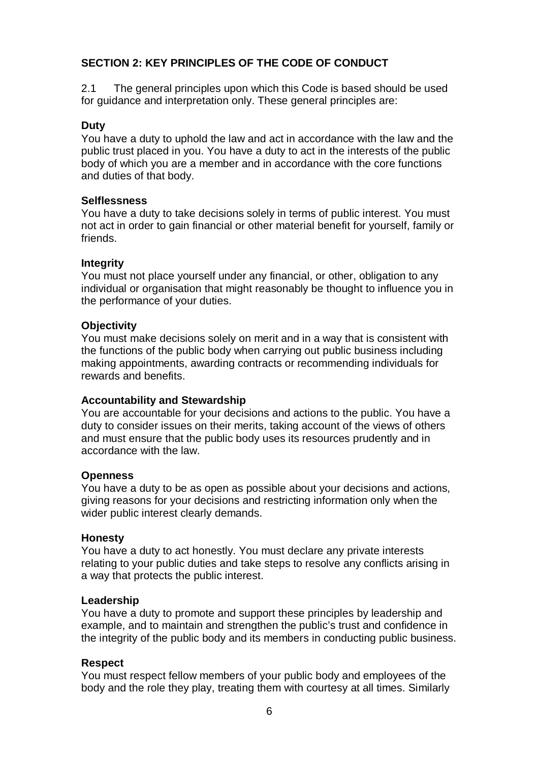## SECTION 2: KEY PRINCIPLES OF THE CODE OF CONDUCT

2.1 The general principles upon which this Code is based should be used for guidance and interpretation only. These general principles are:

**Duty**
You have a duty to uphold the law and act in accordance with the law and the public trust placed in you. You have a duty to act in the interests of the public body of which you are a member and in accordance with the core functions and duties of that body.

**Selflessness**
You have a duty to take decisions solely in terms of public interest. You must not act in order to gain financial or other material benefit for yourself, family or friends.

**Integrity**
You must not place yourself under any financial, or other, obligation to any individual or organisation that might reasonably be thought to influence you in the performance of your duties.

**Objectivity**
You must make decisions solely on merit and in a way that is consistent with the functions of the public body when carrying out public business including making appointments, awarding contracts or recommending individuals for rewards and benefits.

**Accountability and Stewardship**
You are accountable for your decisions and actions to the public. You have a duty to consider issues on their merits, taking account of the views of others and must ensure that the public body uses its resources prudently and in accordance with the law.

**Openness**
You have a duty to be as open as possible about your decisions and actions, giving reasons for your decisions and restricting information only when the wider public interest clearly demands.

**Honesty**
You have a duty to act honestly. You must declare any private interests relating to your public duties and take steps to resolve any conflicts arising in a way that protects the public interest.

**Leadership**
You have a duty to promote and support these principles by leadership and example, and to maintain and strengthen the public's trust and confidence in the integrity of the public body and its members in conducting public business.

**Respect**
You must respect fellow members of your public body and employees of the body and the role they play, treating them with courtesy at all times. Similarly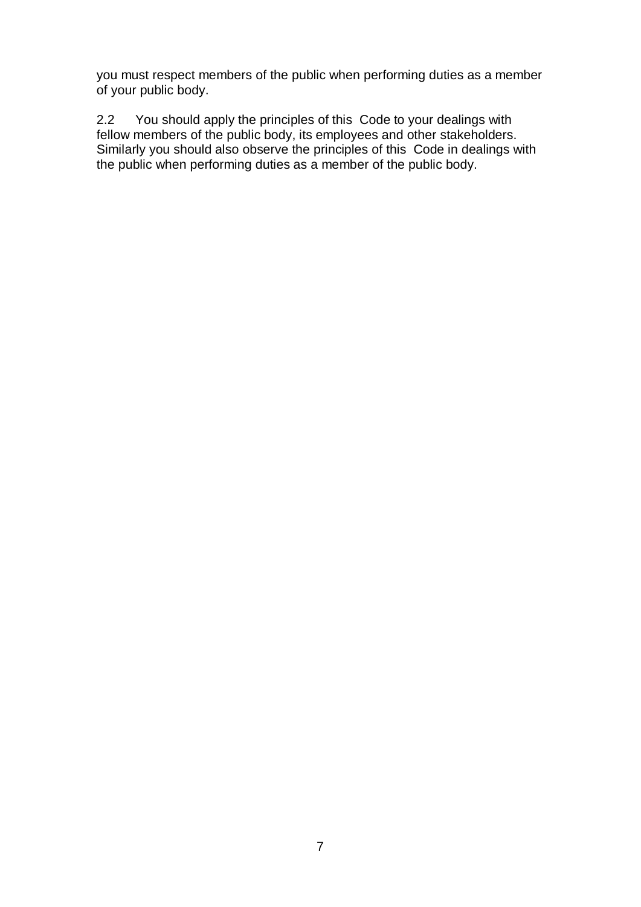you must respect members of the public when performing duties as a member of your public body.

2.2 You should apply the principles of this Code to your dealings with fellow members of the public body, its employees and other stakeholders. Similarly you should also observe the principles of this Code in dealings with the public when performing duties as a member of the public body.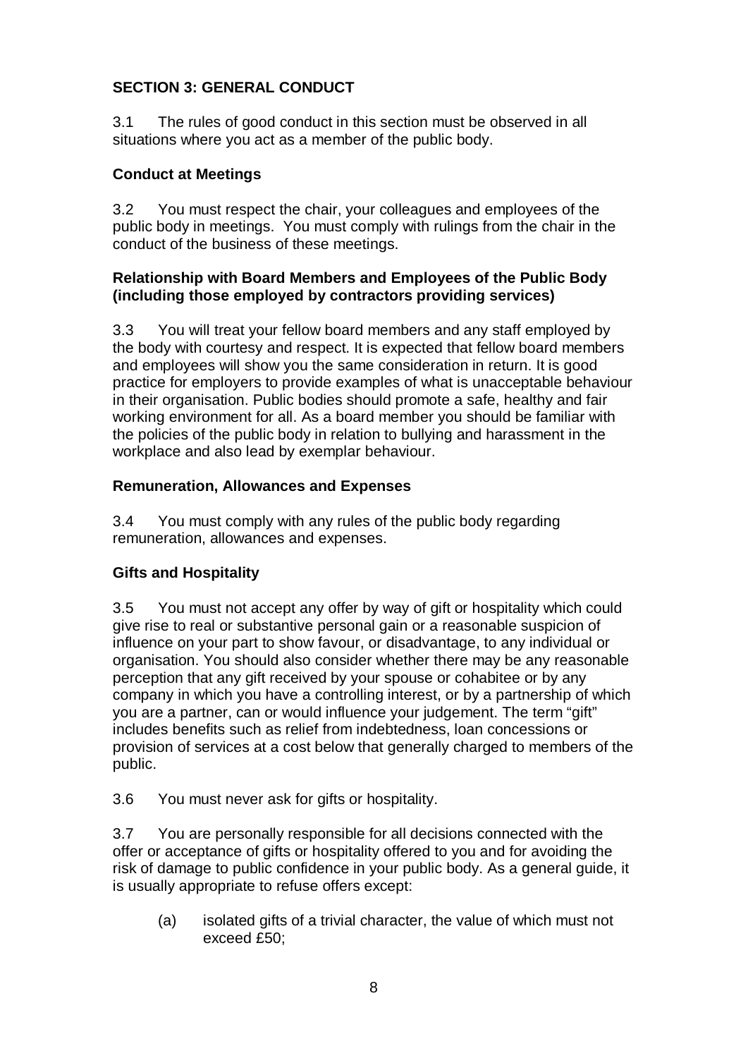## SECTION 3: GENERAL CONDUCT

3.1 The rules of good conduct in this section must be observed in all situations where you act as a member of the public body.

### Conduct at Meetings

3.2 You must respect the chair, your colleagues and employees of the public body in meetings. You must comply with rulings from the chair in the conduct of the business of these meetings.

### Relationship with Board Members and Employees of the Public Body (including those employed by contractors providing services)

3.3 You will treat your fellow board members and any staff employed by the body with courtesy and respect. It is expected that fellow board members and employees will show you the same consideration in return. It is good practice for employers to provide examples of what is unacceptable behaviour in their organisation. Public bodies should promote a safe, healthy and fair working environment for all. As a board member you should be familiar with the policies of the public body in relation to bullying and harassment in the workplace and also lead by exemplar behaviour.

### Remuneration, Allowances and Expenses

3.4 You must comply with any rules of the public body regarding remuneration, allowances and expenses.

### Gifts and Hospitality

3.5 You must not accept any offer by way of gift or hospitality which could give rise to real or substantive personal gain or a reasonable suspicion of influence on your part to show favour, or disadvantage, to any individual or organisation. You should also consider whether there may be any reasonable perception that any gift received by your spouse or cohabitee or by any company in which you have a controlling interest, or by a partnership of which you are a partner, can or would influence your judgement. The term "gift" includes benefits such as relief from indebtedness, loan concessions or provision of services at a cost below that generally charged to members of the public.

3.6 You must never ask for gifts or hospitality.

3.7 You are personally responsible for all decisions connected with the offer or acceptance of gifts or hospitality offered to you and for avoiding the risk of damage to public confidence in your public body. As a general guide, it is usually appropriate to refuse offers except:

(a) isolated gifts of a trivial character, the value of which must not exceed £50;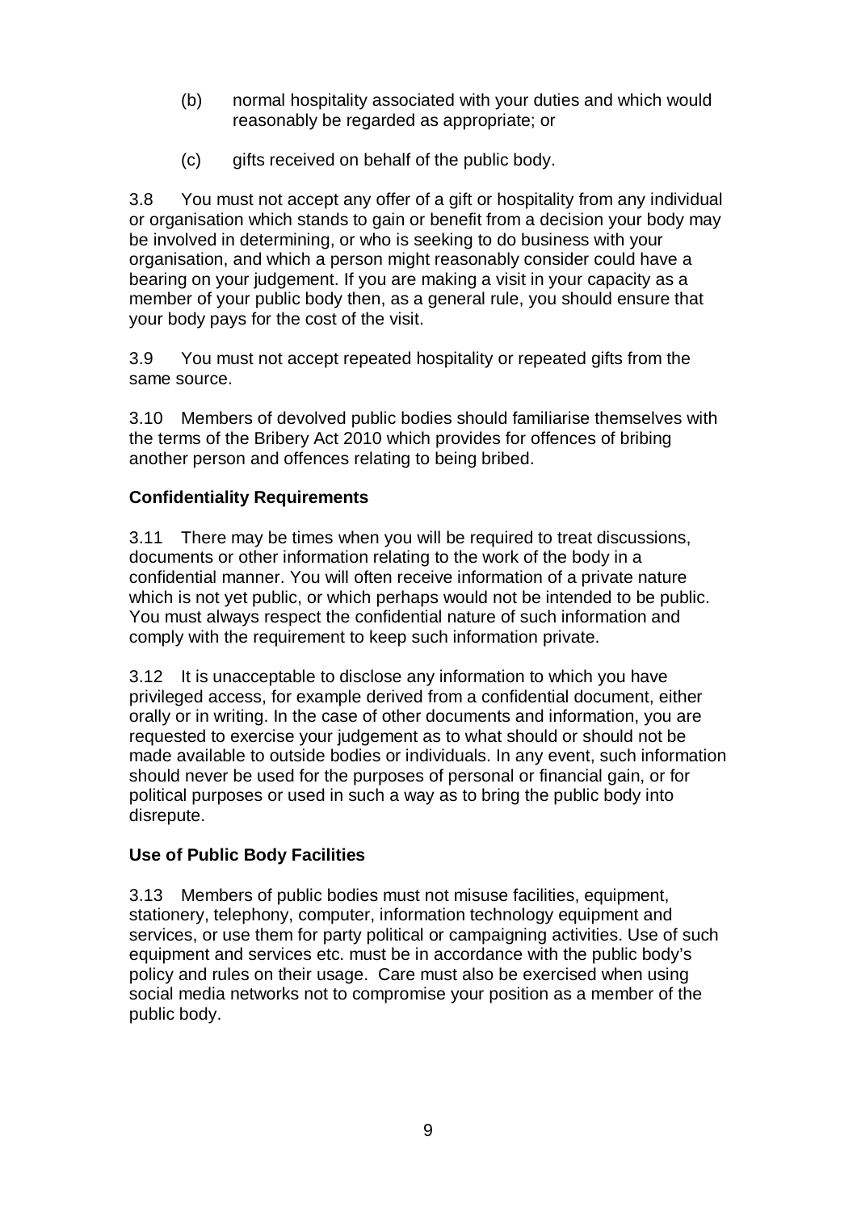(b) normal hospitality associated with your duties and which would reasonably be regarded as appropriate; or

(c) gifts received on behalf of the public body.

3.8 You must not accept any offer of a gift or hospitality from any individual or organisation which stands to gain or benefit from a decision your body may be involved in determining, or who is seeking to do business with your organisation, and which a person might reasonably consider could have a bearing on your judgement. If you are making a visit in your capacity as a member of your public body then, as a general rule, you should ensure that your body pays for the cost of the visit.

3.9 You must not accept repeated hospitality or repeated gifts from the same source.

3.10 Members of devolved public bodies should familiarise themselves with the terms of the Bribery Act 2010 which provides for offences of bribing another person and offences relating to being bribed.

**Confidentiality Requirements**

3.11 There may be times when you will be required to treat discussions, documents or other information relating to the work of the body in a confidential manner. You will often receive information of a private nature which is not yet public, or which perhaps would not be intended to be public. You must always respect the confidential nature of such information and comply with the requirement to keep such information private.

3.12 It is unacceptable to disclose any information to which you have privileged access, for example derived from a confidential document, either orally or in writing. In the case of other documents and information, you are requested to exercise your judgement as to what should or should not be made available to outside bodies or individuals. In any event, such information should never be used for the purposes of personal or financial gain, or for political purposes or used in such a way as to bring the public body into disrepute.

**Use of Public Body Facilities**

3.13 Members of public bodies must not misuse facilities, equipment, stationery, telephony, computer, information technology equipment and services, or use them for party political or campaigning activities. Use of such equipment and services etc. must be in accordance with the public body's policy and rules on their usage. Care must also be exercised when using social media networks not to compromise your position as a member of the public body.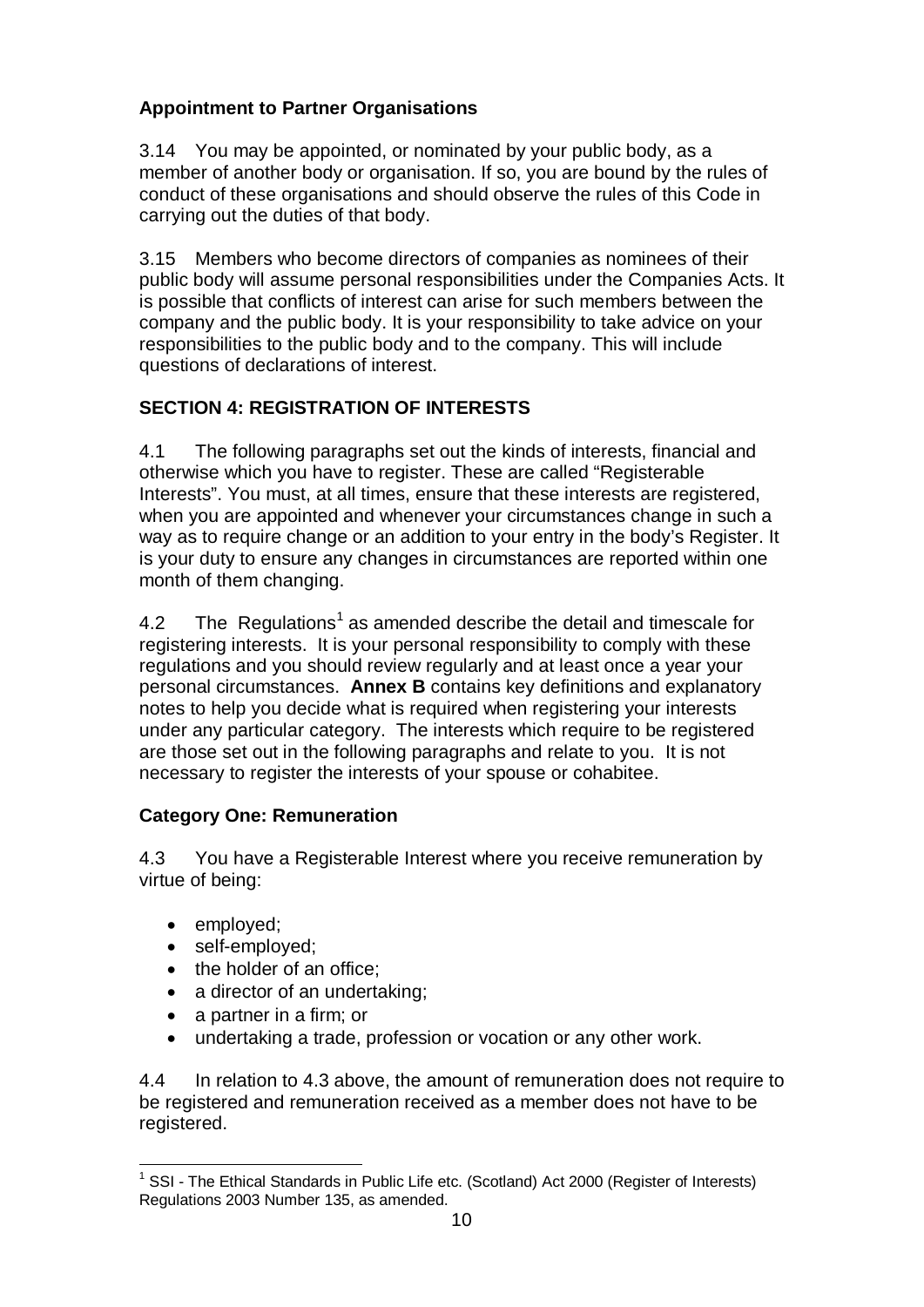**Appointment to Partner Organisations**

3.14 You may be appointed, or nominated by your public body, as a member of another body or organisation. If so, you are bound by the rules of conduct of these organisations and should observe the rules of this Code in carrying out the duties of that body.

3.15 Members who become directors of companies as nominees of their public body will assume personal responsibilities under the Companies Acts. It is possible that conflicts of interest can arise for such members between the company and the public body. It is your responsibility to take advice on your responsibilities to the public body and to the company. This will include questions of declarations of interest.

## SECTION 4: REGISTRATION OF INTERESTS

4.1 The following paragraphs set out the kinds of interests, financial and otherwise which you have to register. These are called "Registerable Interests". You must, at all times, ensure that these interests are registered, when you are appointed and whenever your circumstances change in such a way as to require change or an addition to your entry in the body's Register. It is your duty to ensure any changes in circumstances are reported within one month of them changing.

4.2 The Regulations[1] as amended describe the detail and timescale for registering interests. It is your personal responsibility to comply with these regulations and you should review regularly and at least once a year your personal circumstances. **Annex B** contains key definitions and explanatory notes to help you decide what is required when registering your interests under any particular category. The interests which require to be registered are those set out in the following paragraphs and relate to you. It is not necessary to register the interests of your spouse or cohabitee.

**Category One: Remuneration**

4.3 You have a Registerable Interest where you receive remuneration by virtue of being:

- employed;
- self-employed;
- the holder of an office;
- a director of an undertaking;
- a partner in a firm; or
- undertaking a trade, profession or vocation or any other work.

4.4 In relation to 4.3 above, the amount of remuneration does not require to be registered and remuneration received as a member does not have to be registered.

[1] SSI - The Ethical Standards in Public Life etc. (Scotland) Act 2000 (Register of Interests) Regulations 2003 Number 135, as amended.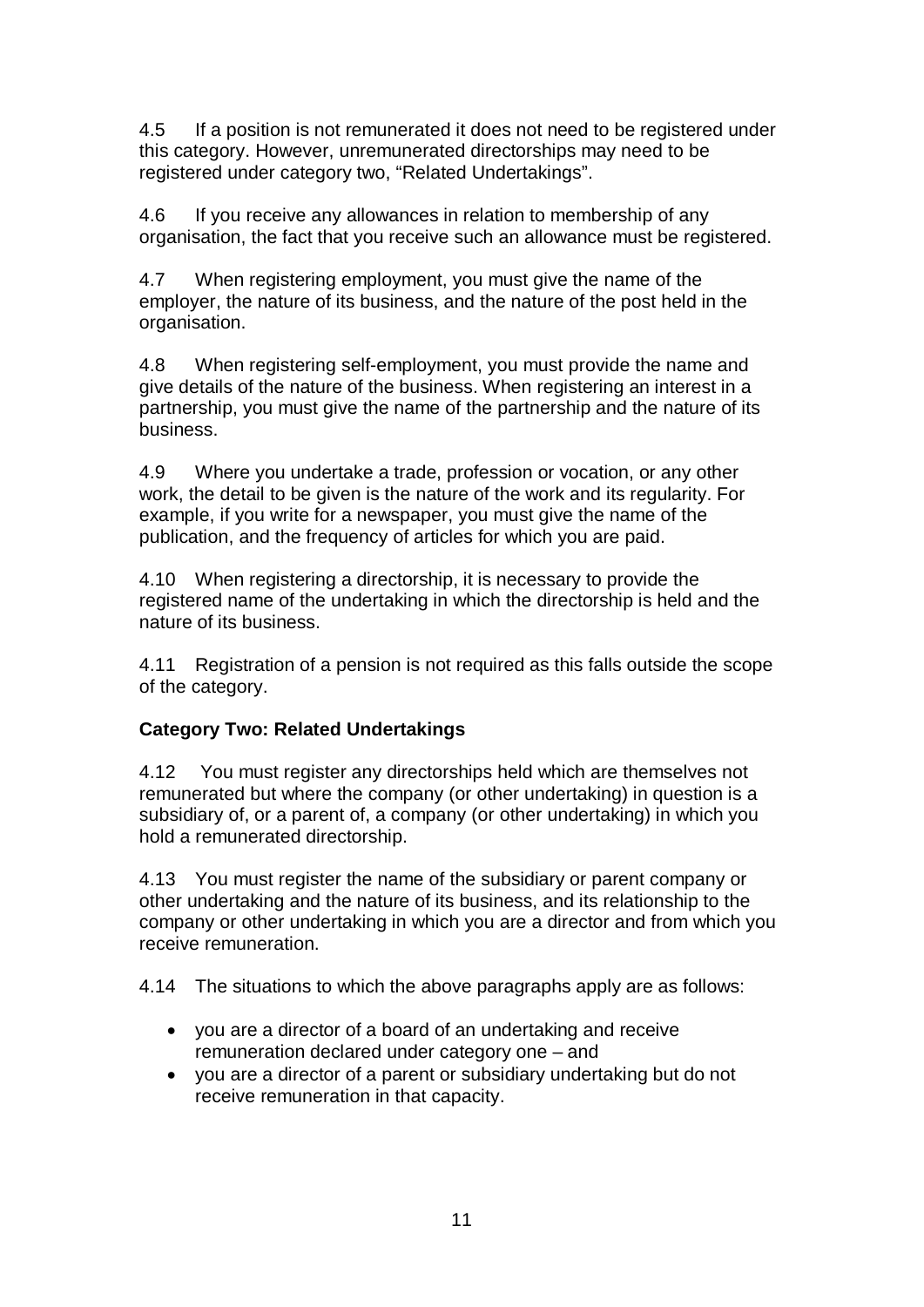4.5 If a position is not remunerated it does not need to be registered under this category. However, unremunerated directorships may need to be registered under category two, "Related Undertakings".

4.6 If you receive any allowances in relation to membership of any organisation, the fact that you receive such an allowance must be registered.

4.7 When registering employment, you must give the name of the employer, the nature of its business, and the nature of the post held in the organisation.

4.8 When registering self-employment, you must provide the name and give details of the nature of the business. When registering an interest in a partnership, you must give the name of the partnership and the nature of its business.

4.9 Where you undertake a trade, profession or vocation, or any other work, the detail to be given is the nature of the work and its regularity. For example, if you write for a newspaper, you must give the name of the publication, and the frequency of articles for which you are paid.

4.10 When registering a directorship, it is necessary to provide the registered name of the undertaking in which the directorship is held and the nature of its business.

4.11 Registration of a pension is not required as this falls outside the scope of the category.

**Category Two: Related Undertakings**

4.12 You must register any directorships held which are themselves not remunerated but where the company (or other undertaking) in question is a subsidiary of, or a parent of, a company (or other undertaking) in which you hold a remunerated directorship.

4.13 You must register the name of the subsidiary or parent company or other undertaking and the nature of its business, and its relationship to the company or other undertaking in which you are a director and from which you receive remuneration.

4.14 The situations to which the above paragraphs apply are as follows:

- you are a director of a board of an undertaking and receive remuneration declared under category one – and
- you are a director of a parent or subsidiary undertaking but do not receive remuneration in that capacity.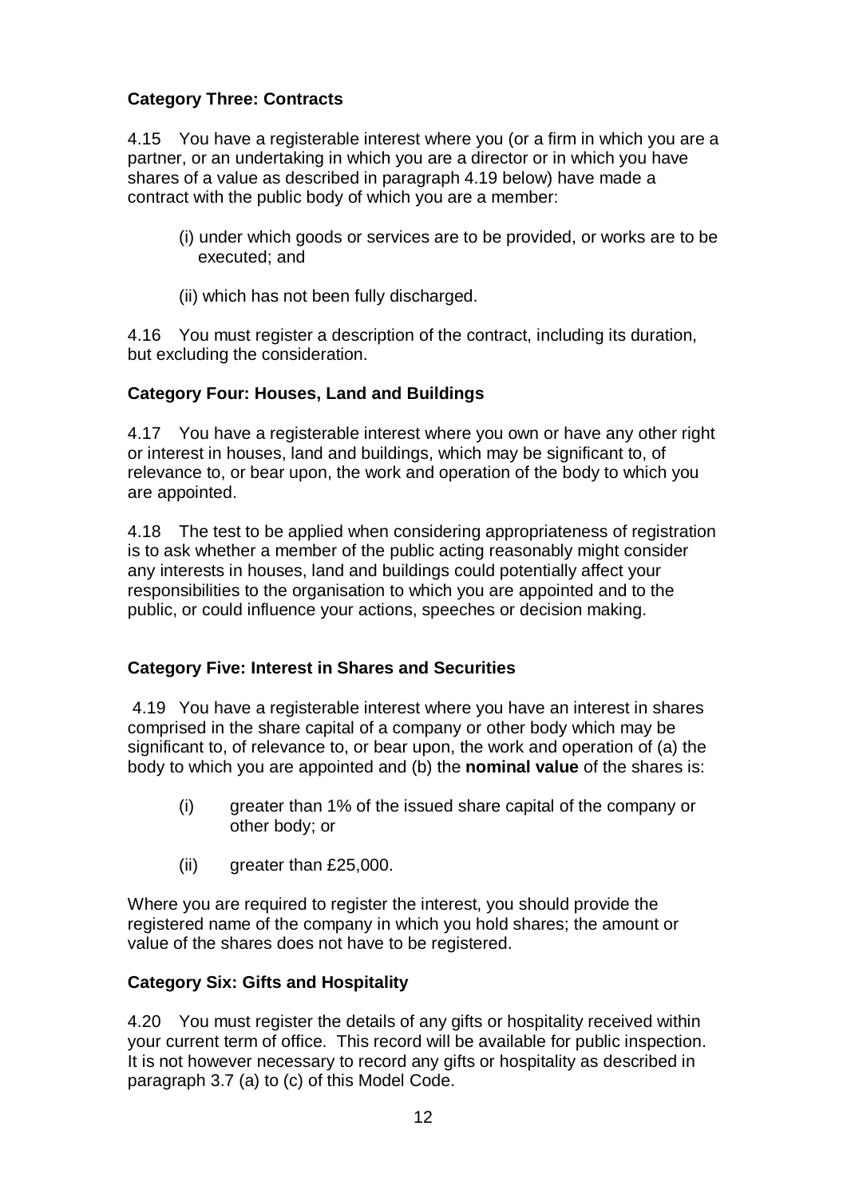### Category Three: Contracts

4.15 You have a registerable interest where you (or a firm in which you are a partner, or an undertaking in which you are a director or in which you have shares of a value as described in paragraph 4.19 below) have made a contract with the public body of which you are a member:

(i) under which goods or services are to be provided, or works are to be executed; and

(ii) which has not been fully discharged.

4.16 You must register a description of the contract, including its duration, but excluding the consideration.

### Category Four: Houses, Land and Buildings

4.17 You have a registerable interest where you own or have any other right or interest in houses, land and buildings, which may be significant to, of relevance to, or bear upon, the work and operation of the body to which you are appointed.

4.18 The test to be applied when considering appropriateness of registration is to ask whether a member of the public acting reasonably might consider any interests in houses, land and buildings could potentially affect your responsibilities to the organisation to which you are appointed and to the public, or could influence your actions, speeches or decision making.

### Category Five: Interest in Shares and Securities

4.19 You have a registerable interest where you have an interest in shares comprised in the share capital of a company or other body which may be significant to, of relevance to, or bear upon, the work and operation of (a) the body to which you are appointed and (b) the **nominal value** of the shares is:

(i) greater than 1% of the issued share capital of the company or other body; or

(ii) greater than £25,000.

Where you are required to register the interest, you should provide the registered name of the company in which you hold shares; the amount or value of the shares does not have to be registered.

### Category Six: Gifts and Hospitality

4.20 You must register the details of any gifts or hospitality received within your current term of office. This record will be available for public inspection. It is not however necessary to record any gifts or hospitality as described in paragraph 3.7 (a) to (c) of this Model Code.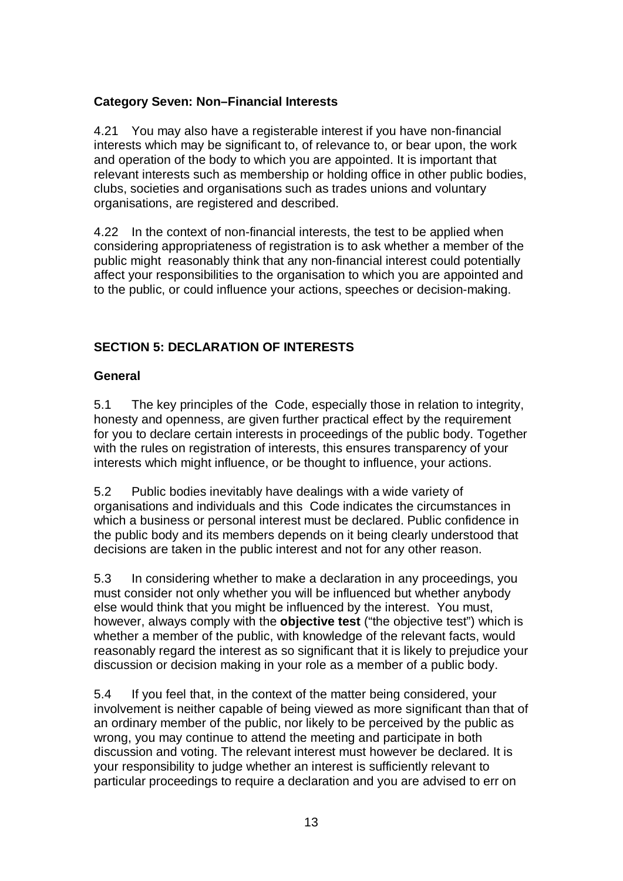### Category Seven: Non–Financial Interests

4.21 You may also have a registerable interest if you have non-financial interests which may be significant to, of relevance to, or bear upon, the work and operation of the body to which you are appointed. It is important that relevant interests such as membership or holding office in other public bodies, clubs, societies and organisations such as trades unions and voluntary organisations, are registered and described.

4.22 In the context of non-financial interests, the test to be applied when considering appropriateness of registration is to ask whether a member of the public might reasonably think that any non-financial interest could potentially affect your responsibilities to the organisation to which you are appointed and to the public, or could influence your actions, speeches or decision-making.

## SECTION 5: DECLARATION OF INTERESTS

### General

5.1 The key principles of the Code, especially those in relation to integrity, honesty and openness, are given further practical effect by the requirement for you to declare certain interests in proceedings of the public body. Together with the rules on registration of interests, this ensures transparency of your interests which might influence, or be thought to influence, your actions.

5.2 Public bodies inevitably have dealings with a wide variety of organisations and individuals and this Code indicates the circumstances in which a business or personal interest must be declared. Public confidence in the public body and its members depends on it being clearly understood that decisions are taken in the public interest and not for any other reason.

5.3 In considering whether to make a declaration in any proceedings, you must consider not only whether you will be influenced but whether anybody else would think that you might be influenced by the interest. You must, however, always comply with the **objective test** ("the objective test") which is whether a member of the public, with knowledge of the relevant facts, would reasonably regard the interest as so significant that it is likely to prejudice your discussion or decision making in your role as a member of a public body.

5.4 If you feel that, in the context of the matter being considered, your involvement is neither capable of being viewed as more significant than that of an ordinary member of the public, nor likely to be perceived by the public as wrong, you may continue to attend the meeting and participate in both discussion and voting. The relevant interest must however be declared. It is your responsibility to judge whether an interest is sufficiently relevant to particular proceedings to require a declaration and you are advised to err on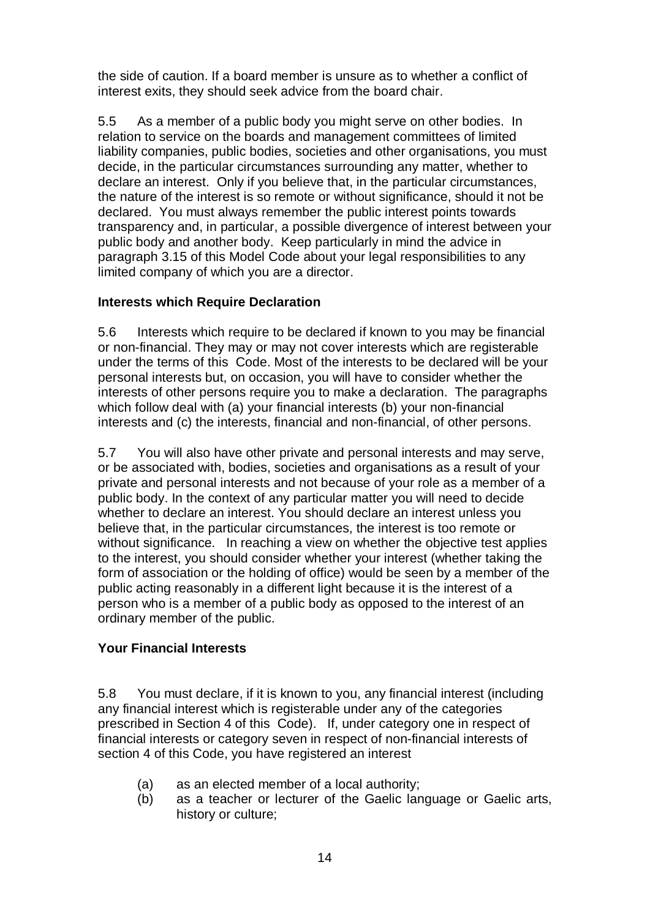the side of caution. If a board member is unsure as to whether a conflict of interest exits, they should seek advice from the board chair.

5.5 As a member of a public body you might serve on other bodies. In relation to service on the boards and management committees of limited liability companies, public bodies, societies and other organisations, you must decide, in the particular circumstances surrounding any matter, whether to declare an interest. Only if you believe that, in the particular circumstances, the nature of the interest is so remote or without significance, should it not be declared. You must always remember the public interest points towards transparency and, in particular, a possible divergence of interest between your public body and another body. Keep particularly in mind the advice in paragraph 3.15 of this Model Code about your legal responsibilities to any limited company of which you are a director.

### Interests which Require Declaration

5.6 Interests which require to be declared if known to you may be financial or non-financial. They may or may not cover interests which are registerable under the terms of this Code. Most of the interests to be declared will be your personal interests but, on occasion, you will have to consider whether the interests of other persons require you to make a declaration. The paragraphs which follow deal with (a) your financial interests (b) your non-financial interests and (c) the interests, financial and non-financial, of other persons.

5.7 You will also have other private and personal interests and may serve, or be associated with, bodies, societies and organisations as a result of your private and personal interests and not because of your role as a member of a public body. In the context of any particular matter you will need to decide whether to declare an interest. You should declare an interest unless you believe that, in the particular circumstances, the interest is too remote or without significance. In reaching a view on whether the objective test applies to the interest, you should consider whether your interest (whether taking the form of association or the holding of office) would be seen by a member of the public acting reasonably in a different light because it is the interest of a person who is a member of a public body as opposed to the interest of an ordinary member of the public.

### Your Financial Interests

5.8 You must declare, if it is known to you, any financial interest (including any financial interest which is registerable under any of the categories prescribed in Section 4 of this Code). If, under category one in respect of financial interests or category seven in respect of non-financial interests of section 4 of this Code, you have registered an interest

(a) as an elected member of a local authority;
(b) as a teacher or lecturer of the Gaelic language or Gaelic arts, history or culture;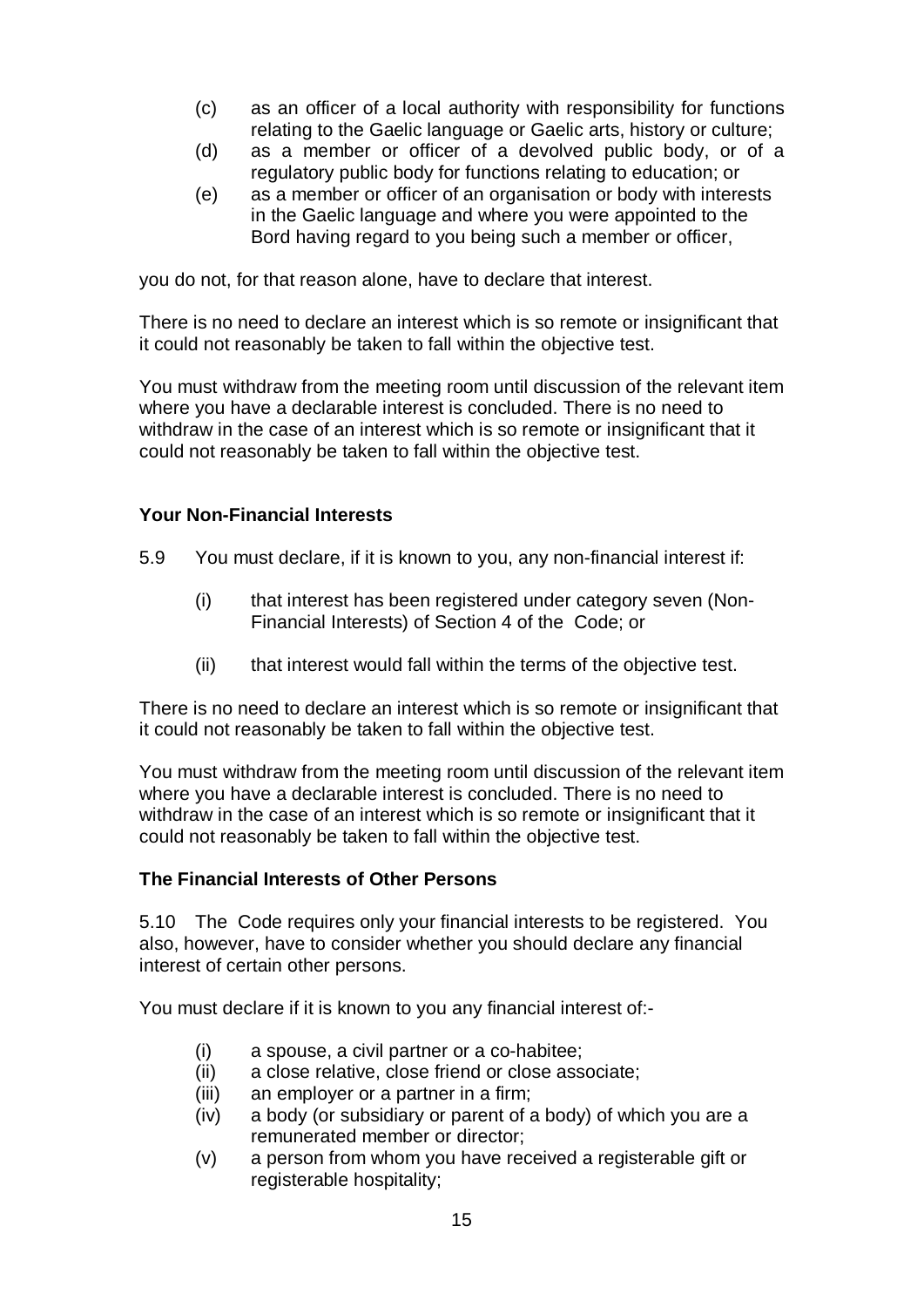(c) as an officer of a local authority with responsibility for functions relating to the Gaelic language or Gaelic arts, history or culture;
(d) as a member or officer of a devolved public body, or of a regulatory public body for functions relating to education; or
(e) as a member or officer of an organisation or body with interests in the Gaelic language and where you were appointed to the Bord having regard to you being such a member or officer,

you do not, for that reason alone, have to declare that interest.

There is no need to declare an interest which is so remote or insignificant that it could not reasonably be taken to fall within the objective test.

You must withdraw from the meeting room until discussion of the relevant item where you have a declarable interest is concluded. There is no need to withdraw in the case of an interest which is so remote or insignificant that it could not reasonably be taken to fall within the objective test.

**Your Non-Financial Interests**

5.9 You must declare, if it is known to you, any non-financial interest if:

(i) that interest has been registered under category seven (Non-Financial Interests) of Section 4 of the Code; or

(ii) that interest would fall within the terms of the objective test.

There is no need to declare an interest which is so remote or insignificant that it could not reasonably be taken to fall within the objective test.

You must withdraw from the meeting room until discussion of the relevant item where you have a declarable interest is concluded. There is no need to withdraw in the case of an interest which is so remote or insignificant that it could not reasonably be taken to fall within the objective test.

**The Financial Interests of Other Persons**

5.10 The Code requires only your financial interests to be registered. You also, however, have to consider whether you should declare any financial interest of certain other persons.

You must declare if it is known to you any financial interest of:-

(i) a spouse, a civil partner or a co-habitee;
(ii) a close relative, close friend or close associate;
(iii) an employer or a partner in a firm;
(iv) a body (or subsidiary or parent of a body) of which you are a remunerated member or director;
(v) a person from whom you have received a registerable gift or registerable hospitality;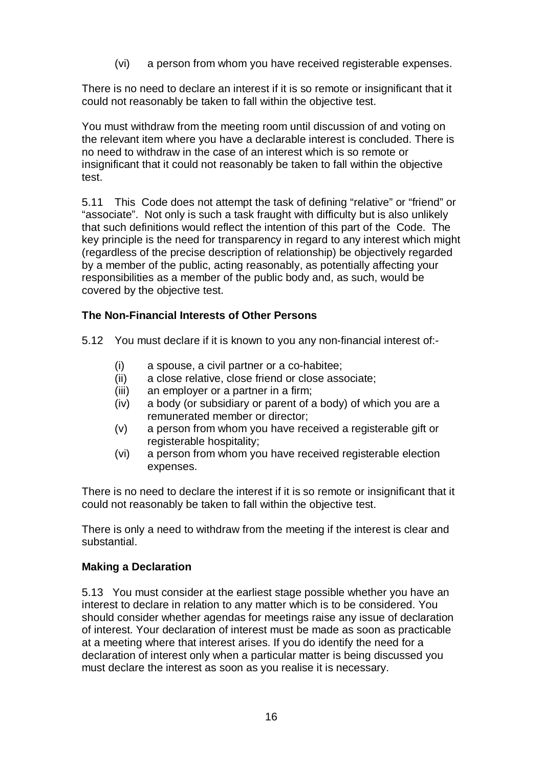(vi) a person from whom you have received registerable expenses.

There is no need to declare an interest if it is so remote or insignificant that it could not reasonably be taken to fall within the objective test.

You must withdraw from the meeting room until discussion of and voting on the relevant item where you have a declarable interest is concluded. There is no need to withdraw in the case of an interest which is so remote or insignificant that it could not reasonably be taken to fall within the objective test.

5.11 This Code does not attempt the task of defining "relative" or "friend" or "associate". Not only is such a task fraught with difficulty but is also unlikely that such definitions would reflect the intention of this part of the Code. The key principle is the need for transparency in regard to any interest which might (regardless of the precise description of relationship) be objectively regarded by a member of the public, acting reasonably, as potentially affecting your responsibilities as a member of the public body and, as such, would be covered by the objective test.

**The Non-Financial Interests of Other Persons**

5.12 You must declare if it is known to you any non-financial interest of:-

(i) a spouse, a civil partner or a co-habitee;
(ii) a close relative, close friend or close associate;
(iii) an employer or a partner in a firm;
(iv) a body (or subsidiary or parent of a body) of which you are a remunerated member or director;
(v) a person from whom you have received a registerable gift or registerable hospitality;
(vi) a person from whom you have received registerable election expenses.

There is no need to declare the interest if it is so remote or insignificant that it could not reasonably be taken to fall within the objective test.

There is only a need to withdraw from the meeting if the interest is clear and substantial.

**Making a Declaration**

5.13 You must consider at the earliest stage possible whether you have an interest to declare in relation to any matter which is to be considered. You should consider whether agendas for meetings raise any issue of declaration of interest. Your declaration of interest must be made as soon as practicable at a meeting where that interest arises. If you do identify the need for a declaration of interest only when a particular matter is being discussed you must declare the interest as soon as you realise it is necessary.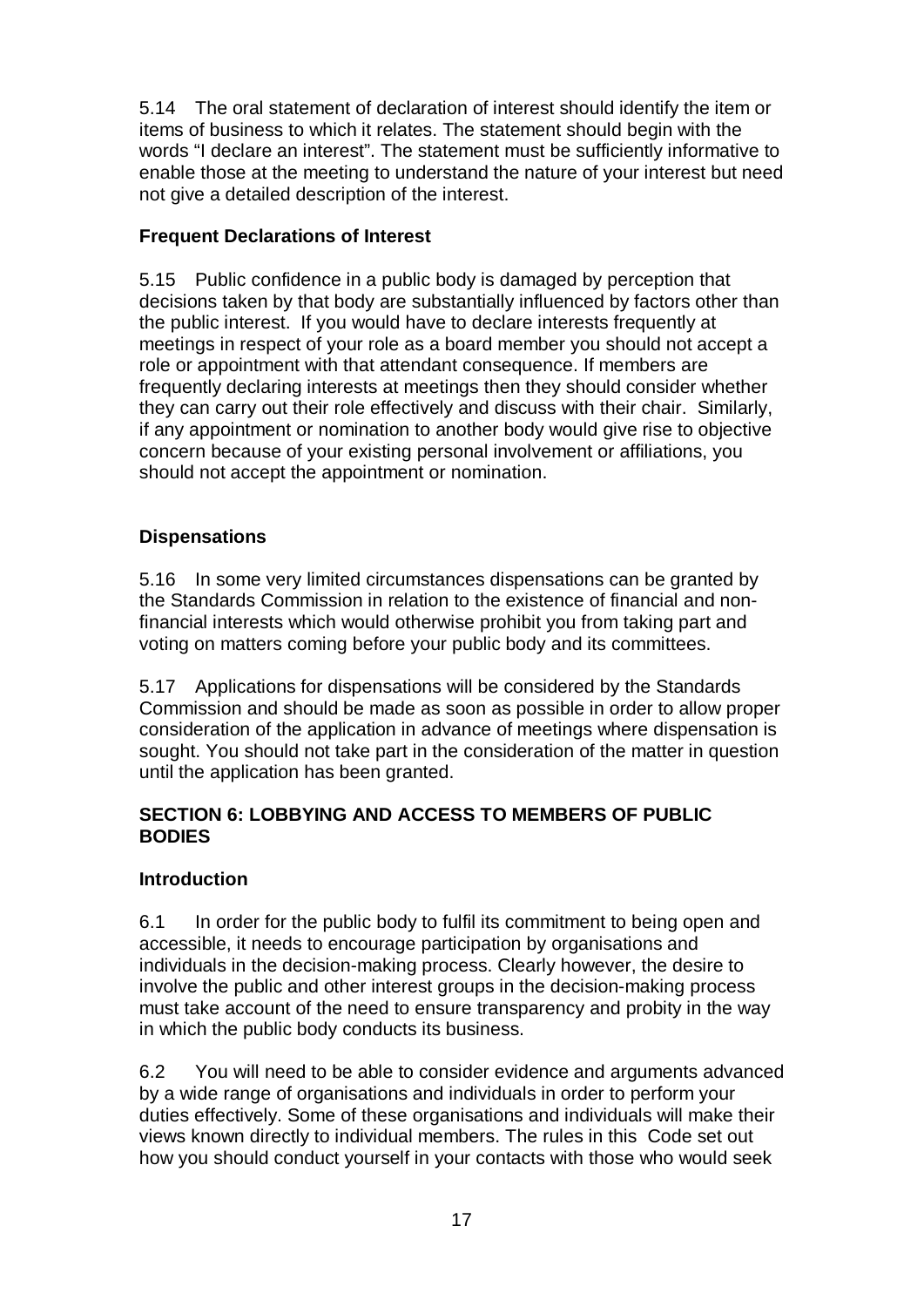5.14 The oral statement of declaration of interest should identify the item or items of business to which it relates. The statement should begin with the words "I declare an interest". The statement must be sufficiently informative to enable those at the meeting to understand the nature of your interest but need not give a detailed description of the interest.

### Frequent Declarations of Interest

5.15 Public confidence in a public body is damaged by perception that decisions taken by that body are substantially influenced by factors other than the public interest. If you would have to declare interests frequently at meetings in respect of your role as a board member you should not accept a role or appointment with that attendant consequence. If members are frequently declaring interests at meetings then they should consider whether they can carry out their role effectively and discuss with their chair. Similarly, if any appointment or nomination to another body would give rise to objective concern because of your existing personal involvement or affiliations, you should not accept the appointment or nomination.

### Dispensations

5.16 In some very limited circumstances dispensations can be granted by the Standards Commission in relation to the existence of financial and non-financial interests which would otherwise prohibit you from taking part and voting on matters coming before your public body and its committees.

5.17 Applications for dispensations will be considered by the Standards Commission and should be made as soon as possible in order to allow proper consideration of the application in advance of meetings where dispensation is sought. You should not take part in the consideration of the matter in question until the application has been granted.

## SECTION 6: LOBBYING AND ACCESS TO MEMBERS OF PUBLIC BODIES

### Introduction

6.1 In order for the public body to fulfil its commitment to being open and accessible, it needs to encourage participation by organisations and individuals in the decision-making process. Clearly however, the desire to involve the public and other interest groups in the decision-making process must take account of the need to ensure transparency and probity in the way in which the public body conducts its business.

6.2 You will need to be able to consider evidence and arguments advanced by a wide range of organisations and individuals in order to perform your duties effectively. Some of these organisations and individuals will make their views known directly to individual members. The rules in this Code set out how you should conduct yourself in your contacts with those who would seek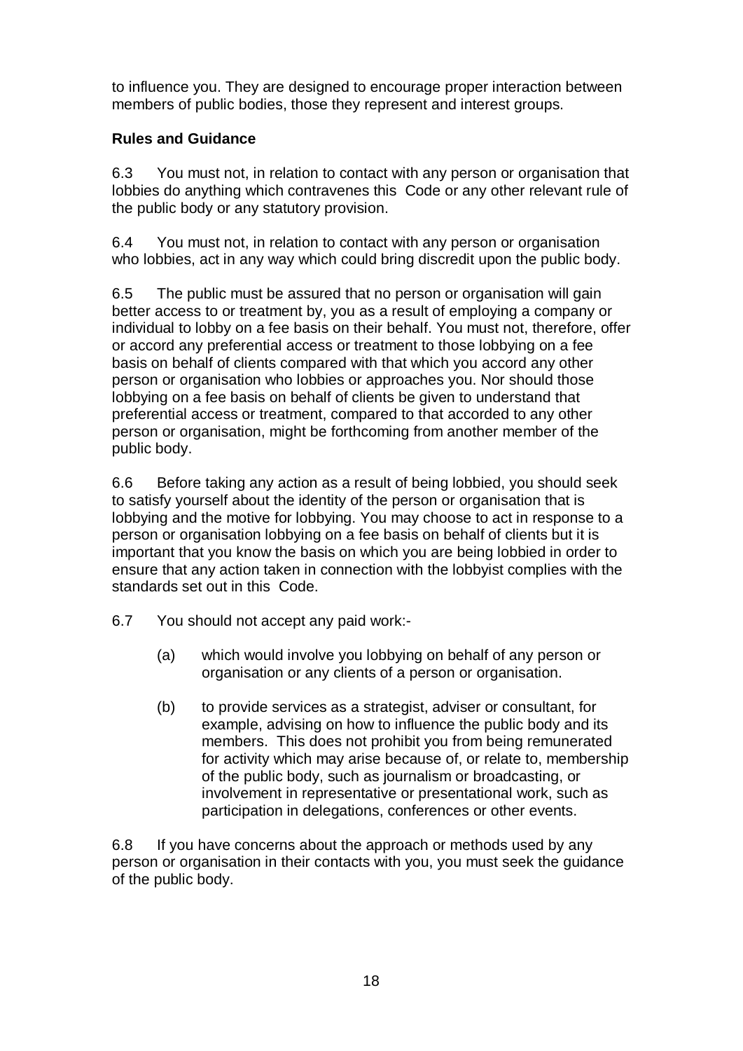to influence you. They are designed to encourage proper interaction between members of public bodies, those they represent and interest groups.

**Rules and Guidance**

6.3 You must not, in relation to contact with any person or organisation that lobbies do anything which contravenes this Code or any other relevant rule of the public body or any statutory provision.

6.4 You must not, in relation to contact with any person or organisation who lobbies, act in any way which could bring discredit upon the public body.

6.5 The public must be assured that no person or organisation will gain better access to or treatment by, you as a result of employing a company or individual to lobby on a fee basis on their behalf. You must not, therefore, offer or accord any preferential access or treatment to those lobbying on a fee basis on behalf of clients compared with that which you accord any other person or organisation who lobbies or approaches you. Nor should those lobbying on a fee basis on behalf of clients be given to understand that preferential access or treatment, compared to that accorded to any other person or organisation, might be forthcoming from another member of the public body.

6.6 Before taking any action as a result of being lobbied, you should seek to satisfy yourself about the identity of the person or organisation that is lobbying and the motive for lobbying. You may choose to act in response to a person or organisation lobbying on a fee basis on behalf of clients but it is important that you know the basis on which you are being lobbied in order to ensure that any action taken in connection with the lobbyist complies with the standards set out in this Code.

6.7 You should not accept any paid work:-

(a) which would involve you lobbying on behalf of any person or organisation or any clients of a person or organisation.

(b) to provide services as a strategist, adviser or consultant, for example, advising on how to influence the public body and its members. This does not prohibit you from being remunerated for activity which may arise because of, or relate to, membership of the public body, such as journalism or broadcasting, or involvement in representative or presentational work, such as participation in delegations, conferences or other events.

6.8 If you have concerns about the approach or methods used by any person or organisation in their contacts with you, you must seek the guidance of the public body.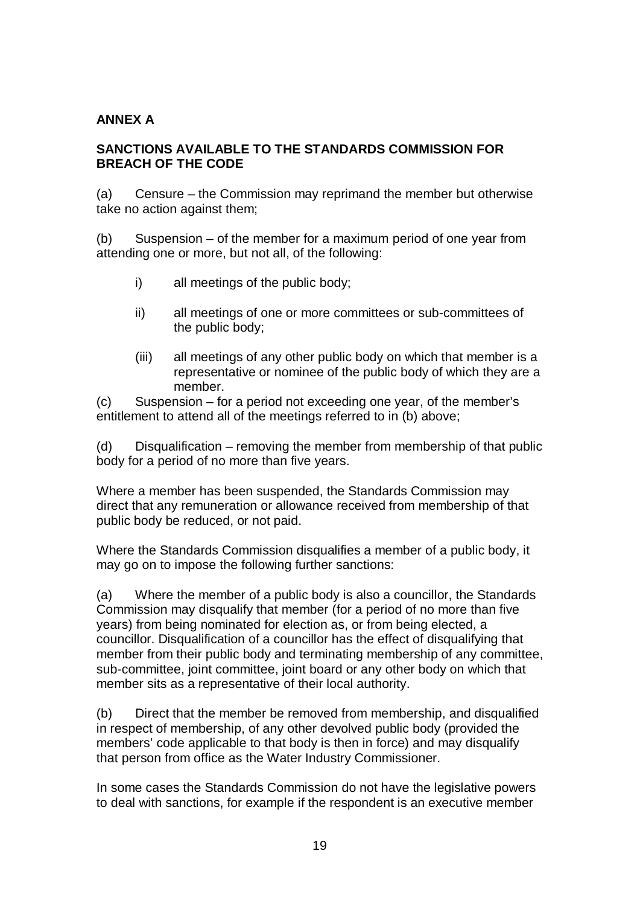## ANNEX A

### SANCTIONS AVAILABLE TO THE STANDARDS COMMISSION FOR BREACH OF THE CODE

(a) Censure – the Commission may reprimand the member but otherwise take no action against them;

(b) Suspension – of the member for a maximum period of one year from attending one or more, but not all, of the following:

- i) all meetings of the public body;
- ii) all meetings of one or more committees or sub-committees of the public body;
- (iii) all meetings of any other public body on which that member is a representative or nominee of the public body of which they are a member.

(c) Suspension – for a period not exceeding one year, of the member's entitlement to attend all of the meetings referred to in (b) above;

(d) Disqualification – removing the member from membership of that public body for a period of no more than five years.

Where a member has been suspended, the Standards Commission may direct that any remuneration or allowance received from membership of that public body be reduced, or not paid.

Where the Standards Commission disqualifies a member of a public body, it may go on to impose the following further sanctions:

(a) Where the member of a public body is also a councillor, the Standards Commission may disqualify that member (for a period of no more than five years) from being nominated for election as, or from being elected, a councillor. Disqualification of a councillor has the effect of disqualifying that member from their public body and terminating membership of any committee, sub-committee, joint committee, joint board or any other body on which that member sits as a representative of their local authority.

(b) Direct that the member be removed from membership, and disqualified in respect of membership, of any other devolved public body (provided the members' code applicable to that body is then in force) and may disqualify that person from office as the Water Industry Commissioner.

In some cases the Standards Commission do not have the legislative powers to deal with sanctions, for example if the respondent is an executive member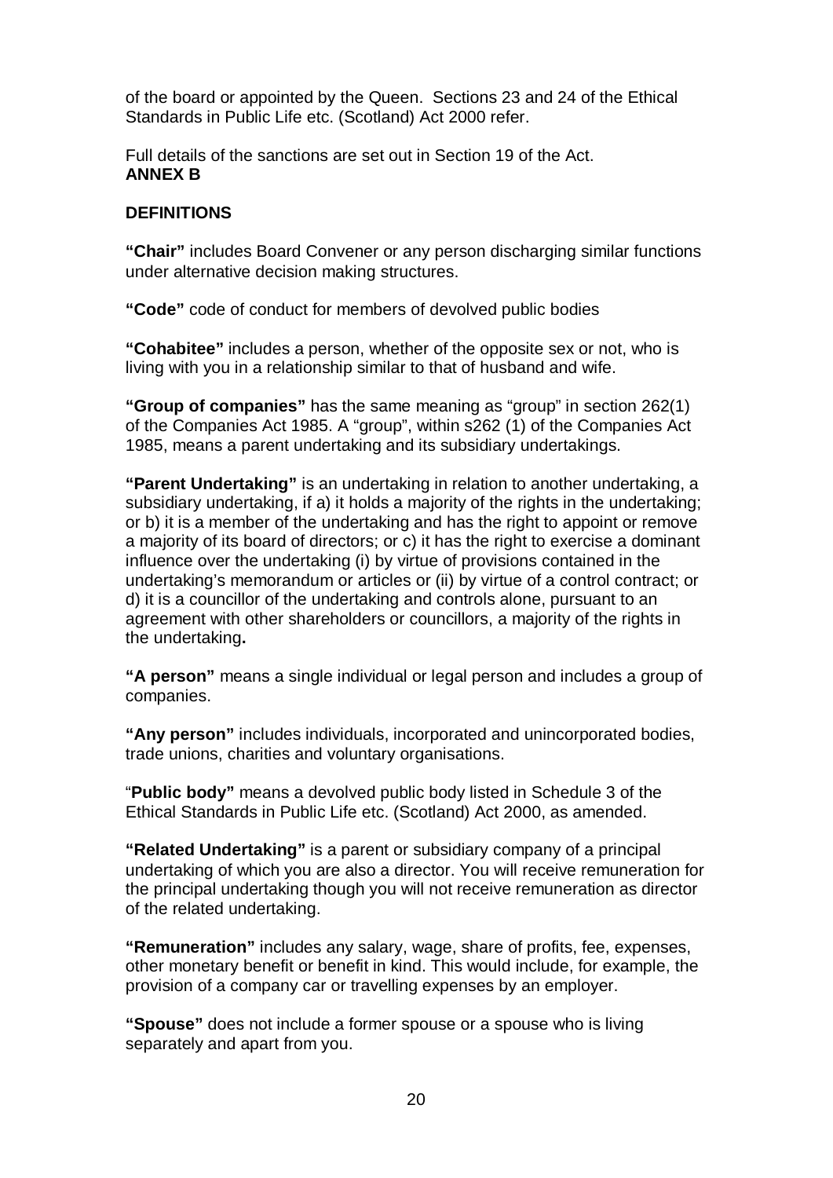of the board or appointed by the Queen. Sections 23 and 24 of the Ethical Standards in Public Life etc. (Scotland) Act 2000 refer.

Full details of the sanctions are set out in Section 19 of the Act.

## ANNEX B

### DEFINITIONS

**"Chair"** includes Board Convener or any person discharging similar functions under alternative decision making structures.

**"Code"** code of conduct for members of devolved public bodies

**"Cohabitee"** includes a person, whether of the opposite sex or not, who is living with you in a relationship similar to that of husband and wife.

**"Group of companies"** has the same meaning as "group" in section 262(1) of the Companies Act 1985. A "group", within s262 (1) of the Companies Act 1985, means a parent undertaking and its subsidiary undertakings.

**"Parent Undertaking"** is an undertaking in relation to another undertaking, a subsidiary undertaking, if a) it holds a majority of the rights in the undertaking; or b) it is a member of the undertaking and has the right to appoint or remove a majority of its board of directors; or c) it has the right to exercise a dominant influence over the undertaking (i) by virtue of provisions contained in the undertaking's memorandum or articles or (ii) by virtue of a control contract; or d) it is a councillor of the undertaking and controls alone, pursuant to an agreement with other shareholders or councillors, a majority of the rights in the undertaking**.**

**"A person"** means a single individual or legal person and includes a group of companies.

**"Any person"** includes individuals, incorporated and unincorporated bodies, trade unions, charities and voluntary organisations.

"**Public body"** means a devolved public body listed in Schedule 3 of the Ethical Standards in Public Life etc. (Scotland) Act 2000, as amended.

**"Related Undertaking"** is a parent or subsidiary company of a principal undertaking of which you are also a director. You will receive remuneration for the principal undertaking though you will not receive remuneration as director of the related undertaking.

**"Remuneration"** includes any salary, wage, share of profits, fee, expenses, other monetary benefit or benefit in kind. This would include, for example, the provision of a company car or travelling expenses by an employer.

**"Spouse"** does not include a former spouse or a spouse who is living separately and apart from you.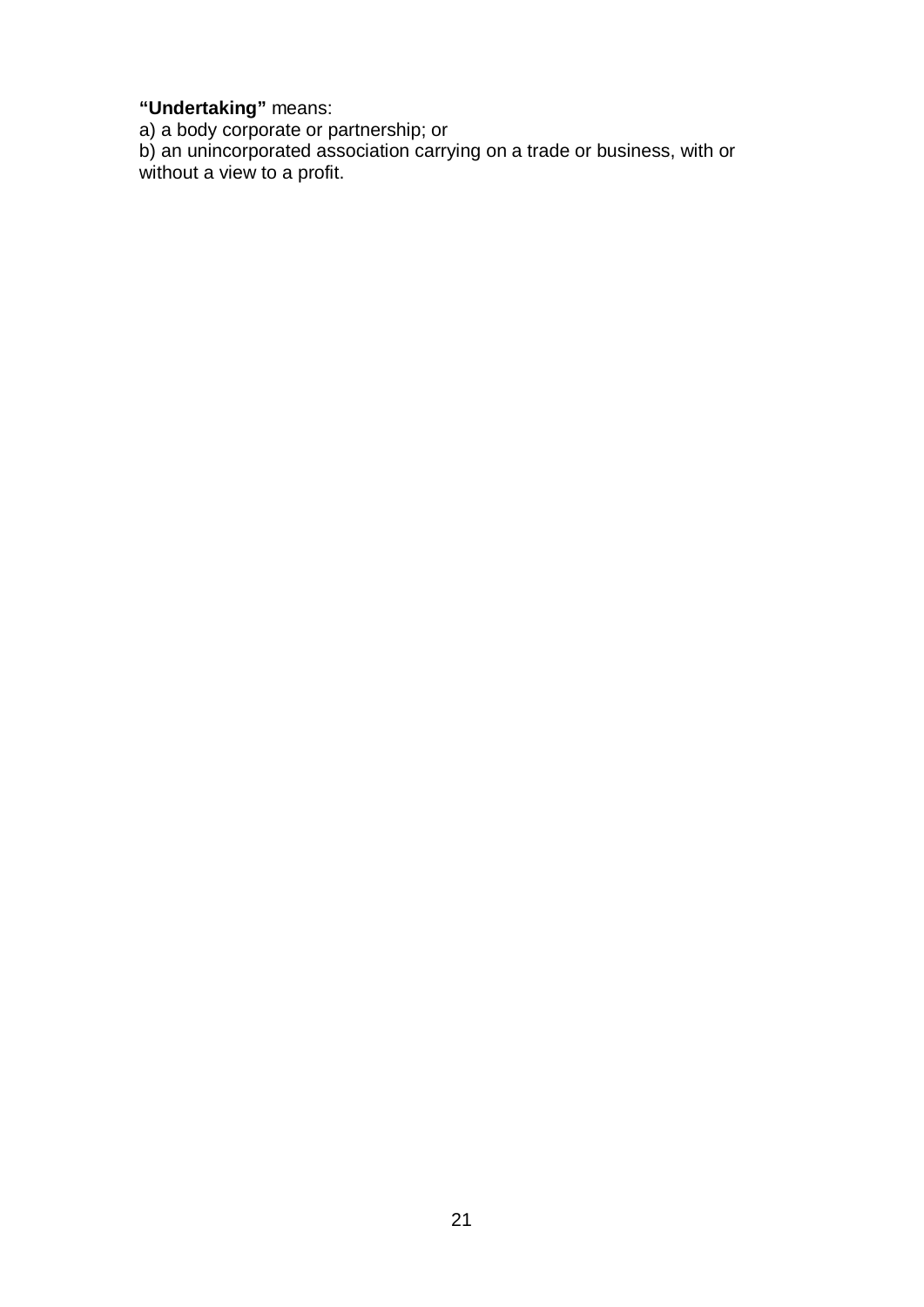**“Undertaking”** means:
a) a body corporate or partnership; or
b) an unincorporated association carrying on a trade or business, with or without a view to a profit.